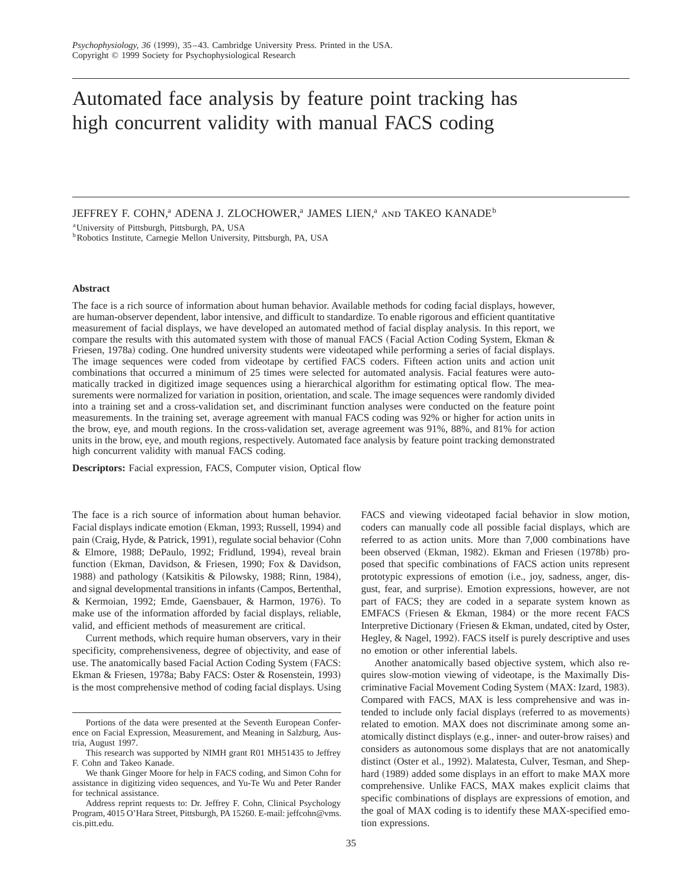# Automated face analysis by feature point tracking has high concurrent validity with manual FACS coding

JEFFREY F. COHN,[a] ADENA J. ZLOCHOWER,[a] JAMES LIEN,[a] AND TAKEO KANADE[b]

[a]University of Pittsburgh, Pittsburgh, PA, USA
[b]Robotics Institute, Carnegie Mellon University, Pittsburgh, PA, USA

### Abstract

The face is a rich source of information about human behavior. Available methods for coding facial displays, however, are human-observer dependent, labor intensive, and difficult to standardize. To enable rigorous and efficient quantitative measurement of facial displays, we have developed an automated method of facial display analysis. In this report, we compare the results with this automated system with those of manual FACS (Facial Action Coding System, Ekman & Friesen, 1978a) coding. One hundred university students were videotaped while performing a series of facial displays. The image sequences were coded from videotape by certified FACS coders. Fifteen action units and action unit combinations that occurred a minimum of 25 times were selected for automated analysis. Facial features were automatically tracked in digitized image sequences using a hierarchical algorithm for estimating optical flow. The measurements were normalized for variation in position, orientation, and scale. The image sequences were randomly divided into a training set and a cross-validation set, and discriminant function analyses were conducted on the feature point measurements. In the training set, average agreement with manual FACS coding was 92% or higher for action units in the brow, eye, and mouth regions. In the cross-validation set, average agreement was 91%, 88%, and 81% for action units in the brow, eye, and mouth regions, respectively. Automated face analysis by feature point tracking demonstrated high concurrent validity with manual FACS coding.

**Descriptors:** Facial expression, FACS, Computer vision, Optical flow

The face is a rich source of information about human behavior. Facial displays indicate emotion (Ekman, 1993; Russell, 1994) and pain (Craig, Hyde, & Patrick, 1991), regulate social behavior (Cohn & Elmore, 1988; DePaulo, 1992; Fridlund, 1994), reveal brain function (Ekman, Davidson, & Friesen, 1990; Fox & Davidson, 1988) and pathology (Katsikitis & Pilowsky, 1988; Rinn, 1984), and signal developmental transitions in infants (Campos, Bertenthal, & Kermoian, 1992; Emde, Gaensbauer, & Harmon, 1976). To make use of the information afforded by facial displays, reliable, valid, and efficient methods of measurement are critical.

Current methods, which require human observers, vary in their specificity, comprehensiveness, degree of objectivity, and ease of use. The anatomically based Facial Action Coding System (FACS: Ekman & Friesen, 1978a; Baby FACS: Oster & Rosenstein, 1993) is the most comprehensive method of coding facial displays. Using FACS and viewing videotaped facial behavior in slow motion, coders can manually code all possible facial displays, which are referred to as action units. More than 7,000 combinations have been observed (Ekman, 1982). Ekman and Friesen (1978b) proposed that specific combinations of FACS action units represent prototypic expressions of emotion (i.e., joy, sadness, anger, disgust, fear, and surprise). Emotion expressions, however, are not part of FACS; they are coded in a separate system known as EMFACS (Friesen & Ekman, 1984) or the more recent FACS Interpretive Dictionary (Friesen & Ekman, undated, cited by Oster, Hegley, & Nagel, 1992). FACS itself is purely descriptive and uses no emotion or other inferential labels.

Another anatomically based objective system, which also requires slow-motion viewing of videotape, is the Maximally Discriminative Facial Movement Coding System (MAX: Izard, 1983). Compared with FACS, MAX is less comprehensive and was intended to include only facial displays (referred to as movements) related to emotion. MAX does not discriminate among some anatomically distinct displays (e.g., inner- and outer-brow raises) and considers as autonomous some displays that are not anatomically distinct (Oster et al., 1992). Malatesta, Culver, Tesman, and Shephard (1989) added some displays in an effort to make MAX more comprehensive. Unlike FACS, MAX makes explicit claims that specific combinations of displays are expressions of emotion, and the goal of MAX coding is to identify these MAX-specified emotion expressions.

---

Portions of the data were presented at the Seventh European Conference on Facial Expression, Measurement, and Meaning in Salzburg, Austria, August 1997.

This research was supported by NIMH grant R01 MH51435 to Jeffrey F. Cohn and Takeo Kanade.

We thank Ginger Moore for help in FACS coding, and Simon Cohn for assistance in digitizing video sequences, and Yu-Te Wu and Peter Rander for technical assistance.

Address reprint requests to: Dr. Jeffrey F. Cohn, Clinical Psychology Program, 4015 O'Hara Street, Pittsburgh, PA 15260. E-mail: jeffcohn@vms.cis.pitt.edu.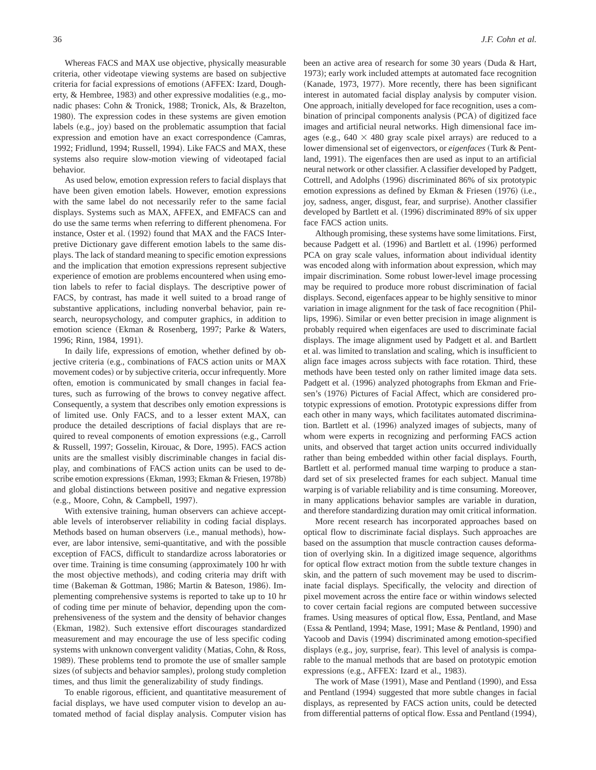Whereas FACS and MAX use objective, physically measurable criteria, other videotape viewing systems are based on subjective criteria for facial expressions of emotions (AFFEX: Izard, Dougherty, & Hembree, 1983) and other expressive modalities (e.g., monadic phases: Cohn & Tronick, 1988; Tronick, Als, & Brazelton, 1980). The expression codes in these systems are given emotion labels (e.g., joy) based on the problematic assumption that facial expression and emotion have an exact correspondence (Camras, 1992; Fridlund, 1994; Russell, 1994). Like FACS and MAX, these systems also require slow-motion viewing of videotaped facial behavior.

As used below, emotion expression refers to facial displays that have been given emotion labels. However, emotion expressions with the same label do not necessarily refer to the same facial displays. Systems such as MAX, AFFEX, and EMFACS can and do use the same terms when referring to different phenomena. For instance, Oster et al. (1992) found that MAX and the FACS Interpretive Dictionary gave different emotion labels to the same displays. The lack of standard meaning to specific emotion expressions and the implication that emotion expressions represent subjective experience of emotion are problems encountered when using emotion labels to refer to facial displays. The descriptive power of FACS, by contrast, has made it well suited to a broad range of substantive applications, including nonverbal behavior, pain research, neuropsychology, and computer graphics, in addition to emotion science (Ekman & Rosenberg, 1997; Parke & Waters, 1996; Rinn, 1984, 1991).

In daily life, expressions of emotion, whether defined by objective criteria (e.g., combinations of FACS action units or MAX movement codes) or by subjective criteria, occur infrequently. More often, emotion is communicated by small changes in facial features, such as furrowing of the brows to convey negative affect. Consequently, a system that describes only emotion expressions is of limited use. Only FACS, and to a lesser extent MAX, can produce the detailed descriptions of facial displays that are required to reveal components of emotion expressions (e.g., Carroll & Russell, 1997; Gosselin, Kirouac, & Dore, 1995). FACS action units are the smallest visibly discriminable changes in facial display, and combinations of FACS action units can be used to describe emotion expressions (Ekman, 1993; Ekman & Friesen, 1978b) and global distinctions between positive and negative expression (e.g., Moore, Cohn, & Campbell, 1997).

With extensive training, human observers can achieve acceptable levels of interobserver reliability in coding facial displays. Methods based on human observers (i.e., manual methods), however, are labor intensive, semi-quantitative, and with the possible exception of FACS, difficult to standardize across laboratories or over time. Training is time consuming (approximately 100 hr with the most objective methods), and coding criteria may drift with time (Bakeman & Gottman, 1986; Martin & Bateson, 1986). Implementing comprehensive systems is reported to take up to 10 hr of coding time per minute of behavior, depending upon the comprehensiveness of the system and the density of behavior changes (Ekman, 1982). Such extensive effort discourages standardized measurement and may encourage the use of less specific coding systems with unknown convergent validity (Matias, Cohn, & Ross, 1989). These problems tend to promote the use of smaller sample sizes (of subjects and behavior samples), prolong study completion times, and thus limit the generalizability of study findings.

To enable rigorous, efficient, and quantitative measurement of facial displays, we have used computer vision to develop an automated method of facial display analysis. Computer vision has been an active area of research for some 30 years (Duda & Hart, 1973); early work included attempts at automated face recognition (Kanade, 1973, 1977). More recently, there has been significant interest in automated facial display analysis by computer vision. One approach, initially developed for face recognition, uses a combination of principal components analysis (PCA) of digitized face images and artificial neural networks. High dimensional face images (e.g., $640 \times 480$ gray scale pixel arrays) are reduced to a lower dimensional set of eigenvectors, or *eigenfaces* (Turk & Pentland, 1991). The eigenfaces then are used as input to an artificial neural network or other classifier. A classifier developed by Padgett, Cottrell, and Adolphs (1996) discriminated 86% of six prototypic emotion expressions as defined by Ekman & Friesen (1976) (i.e., joy, sadness, anger, disgust, fear, and surprise). Another classifier developed by Bartlett et al. (1996) discriminated 89% of six upper face FACS action units.

Although promising, these systems have some limitations. First, because Padgett et al. (1996) and Bartlett et al. (1996) performed PCA on gray scale values, information about individual identity was encoded along with information about expression, which may impair discrimination. Some robust lower-level image processing may be required to produce more robust discrimination of facial displays. Second, eigenfaces appear to be highly sensitive to minor variation in image alignment for the task of face recognition (Phillips, 1996). Similar or even better precision in image alignment is probably required when eigenfaces are used to discriminate facial displays. The image alignment used by Padgett et al. and Bartlett et al. was limited to translation and scaling, which is insufficient to align face images across subjects with face rotation. Third, these methods have been tested only on rather limited image data sets. Padgett et al. (1996) analyzed photographs from Ekman and Friesen's (1976) Pictures of Facial Affect, which are considered prototypic expressions of emotion. Prototypic expressions differ from each other in many ways, which facilitates automated discrimination. Bartlett et al. (1996) analyzed images of subjects, many of whom were experts in recognizing and performing FACS action units, and observed that target action units occurred individually rather than being embedded within other facial displays. Fourth, Bartlett et al. performed manual time warping to produce a standard set of six preselected frames for each subject. Manual time warping is of variable reliability and is time consuming. Moreover, in many applications behavior samples are variable in duration, and therefore standardizing duration may omit critical information.

More recent research has incorporated approaches based on optical flow to discriminate facial displays. Such approaches are based on the assumption that muscle contraction causes deformation of overlying skin. In a digitized image sequence, algorithms for optical flow extract motion from the subtle texture changes in skin, and the pattern of such movement may be used to discriminate facial displays. Specifically, the velocity and direction of pixel movement across the entire face or within windows selected to cover certain facial regions are computed between successive frames. Using measures of optical flow, Essa, Pentland, and Mase (Essa & Pentland, 1994; Mase, 1991; Mase & Pentland, 1990) and Yacoob and Davis (1994) discriminated among emotion-specified displays (e.g., joy, surprise, fear). This level of analysis is comparable to the manual methods that are based on prototypic emotion expressions (e.g., AFFEX: Izard et al., 1983).

The work of Mase (1991), Mase and Pentland (1990), and Essa and Pentland (1994) suggested that more subtle changes in facial displays, as represented by FACS action units, could be detected from differential patterns of optical flow. Essa and Pentland (1994),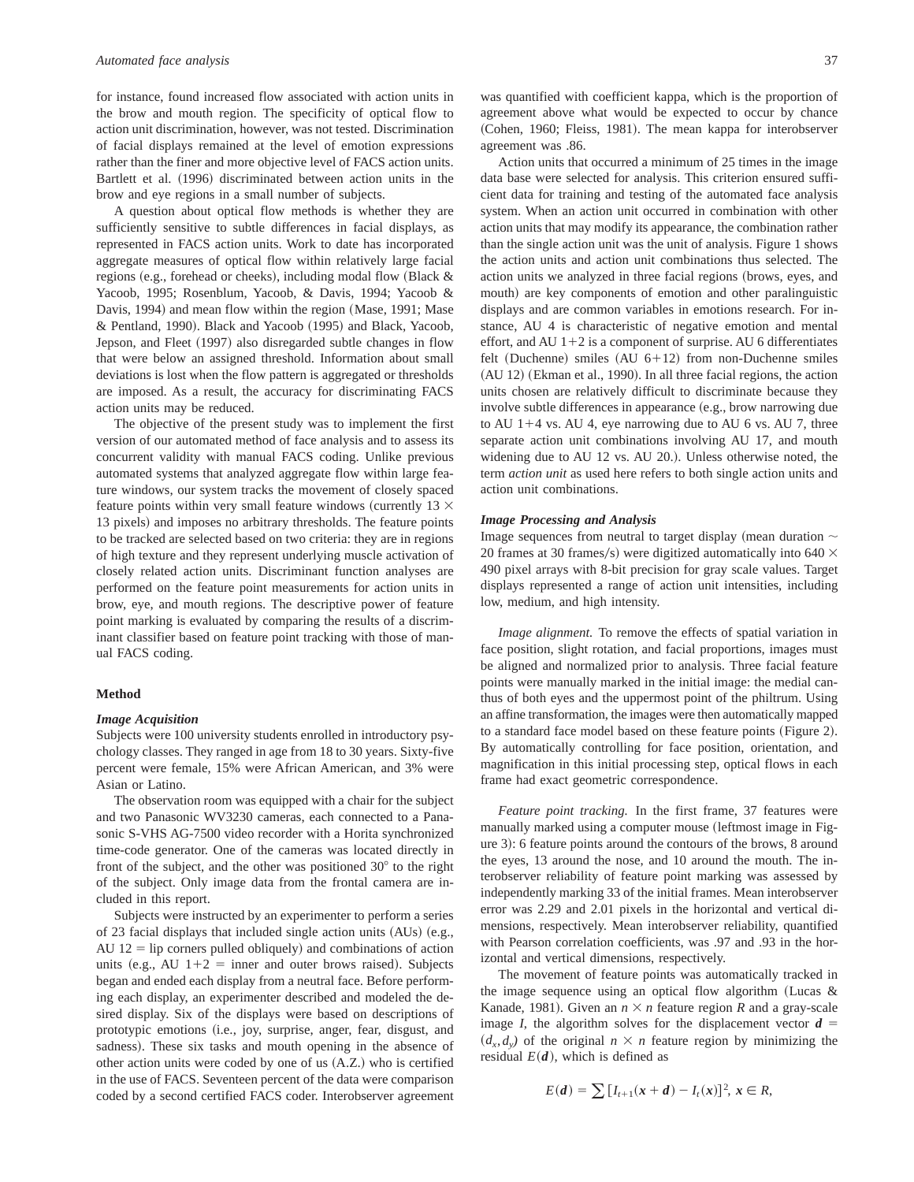for instance, found increased flow associated with action units in the brow and mouth region. The specificity of optical flow to action unit discrimination, however, was not tested. Discrimination of facial displays remained at the level of emotion expressions rather than the finer and more objective level of FACS action units. Bartlett et al. (1996) discriminated between action units in the brow and eye regions in a small number of subjects.

A question about optical flow methods is whether they are sufficiently sensitive to subtle differences in facial displays, as represented in FACS action units. Work to date has incorporated aggregate measures of optical flow within relatively large facial regions (e.g., forehead or cheeks), including modal flow (Black & Yacoob, 1995; Rosenblum, Yacoob, & Davis, 1994; Yacoob & Davis, 1994) and mean flow within the region (Mase, 1991; Mase & Pentland, 1990). Black and Yacoob (1995) and Black, Yacoob, Jepson, and Fleet (1997) also disregarded subtle changes in flow that were below an assigned threshold. Information about small deviations is lost when the flow pattern is aggregated or thresholds are imposed. As a result, the accuracy for discriminating FACS action units may be reduced.

The objective of the present study was to implement the first version of our automated method of face analysis and to assess its concurrent validity with manual FACS coding. Unlike previous automated systems that analyzed aggregate flow within large feature windows, our system tracks the movement of closely spaced feature points within very small feature windows (currently 13 × 13 pixels) and imposes no arbitrary thresholds. The feature points to be tracked are selected based on two criteria: they are in regions of high texture and they represent underlying muscle activation of closely related action units. Discriminant function analyses are performed on the feature point measurements for action units in brow, eye, and mouth regions. The descriptive power of feature point marking is evaluated by comparing the results of a discriminant classifier based on feature point tracking with those of manual FACS coding.

## Method

### *Image Acquisition*

Subjects were 100 university students enrolled in introductory psychology classes. They ranged in age from 18 to 30 years. Sixty-five percent were female, 15% were African American, and 3% were Asian or Latino.

The observation room was equipped with a chair for the subject and two Panasonic WV3230 cameras, each connected to a Panasonic S-VHS AG-7500 video recorder with a Horita synchronized time-code generator. One of the cameras was located directly in front of the subject, and the other was positioned 30° to the right of the subject. Only image data from the frontal camera are included in this report.

Subjects were instructed by an experimenter to perform a series of 23 facial displays that included single action units (AUs) (e.g., AU 12 = lip corners pulled obliquely) and combinations of action units (e.g., AU 1+2 = inner and outer brows raised). Subjects began and ended each display from a neutral face. Before performing each display, an experimenter described and modeled the desired display. Six of the displays were based on descriptions of prototypic emotions (i.e., joy, surprise, anger, fear, disgust, and sadness). These six tasks and mouth opening in the absence of other action units were coded by one of us (A.Z.) who is certified in the use of FACS. Seventeen percent of the data were comparison coded by a second certified FACS coder. Interobserver agreement was quantified with coefficient kappa, which is the proportion of agreement above what would be expected to occur by chance (Cohen, 1960; Fleiss, 1981). The mean kappa for interobserver agreement was .86.

Action units that occurred a minimum of 25 times in the image data base were selected for analysis. This criterion ensured sufficient data for training and testing of the automated face analysis system. When an action unit occurred in combination with other action units that may modify its appearance, the combination rather than the single action unit was the unit of analysis. Figure 1 shows the action units and action unit combinations thus selected. The action units we analyzed in three facial regions (brows, eyes, and mouth) are key components of emotion and other paralinguistic displays and are common variables in emotions research. For instance, AU 4 is characteristic of negative emotion and mental effort, and AU 1+2 is a component of surprise. AU 6 differentiates felt (Duchenne) smiles (AU 6+12) from non-Duchenne smiles (AU 12) (Ekman et al., 1990). In all three facial regions, the action units chosen are relatively difficult to discriminate because they involve subtle differences in appearance (e.g., brow narrowing due to AU 1+4 vs. AU 4, eye narrowing due to AU 6 vs. AU 7, three separate action unit combinations involving AU 17, and mouth widening due to AU 12 vs. AU 20.). Unless otherwise noted, the term *action unit* as used here refers to both single action units and action unit combinations.

### *Image Processing and Analysis*

Image sequences from neutral to target display (mean duration ~ 20 frames at 30 frames/s) were digitized automatically into 640 × 490 pixel arrays with 8-bit precision for gray scale values. Target displays represented a range of action unit intensities, including low, medium, and high intensity.

*Image alignment.* To remove the effects of spatial variation in face position, slight rotation, and facial proportions, images must be aligned and normalized prior to analysis. Three facial feature points were manually marked in the initial image: the medial canthus of both eyes and the uppermost point of the philtrum. Using an affine transformation, the images were then automatically mapped to a standard face model based on these feature points (Figure 2). By automatically controlling for face position, orientation, and magnification in this initial processing step, optical flows in each frame had exact geometric correspondence.

*Feature point tracking.* In the first frame, 37 features were manually marked using a computer mouse (leftmost image in Figure 3): 6 feature points around the contours of the brows, 8 around the eyes, 13 around the nose, and 10 around the mouth. The interobserver reliability of feature point marking was assessed by independently marking 33 of the initial frames. Mean interobserver error was 2.29 and 2.01 pixels in the horizontal and vertical dimensions, respectively. Mean interobserver reliability, quantified with Pearson correlation coefficients, was .97 and .93 in the horizontal and vertical dimensions, respectively.

The movement of feature points was automatically tracked in the image sequence using an optical flow algorithm (Lucas & Kanade, 1981). Given an $n \times n$ feature region $R$ and a gray-scale image $I$, the algorithm solves for the displacement vector $\boldsymbol{d} = (d_x, d_y)$ of the original $n \times n$ feature region by minimizing the residual $E(\boldsymbol{d})$, which is defined as

$$E(\boldsymbol{d}) = \sum [I_{t+1}(\boldsymbol{x} + \boldsymbol{d}) - I_t(\boldsymbol{x})]^2, \ \boldsymbol{x} \in R,$$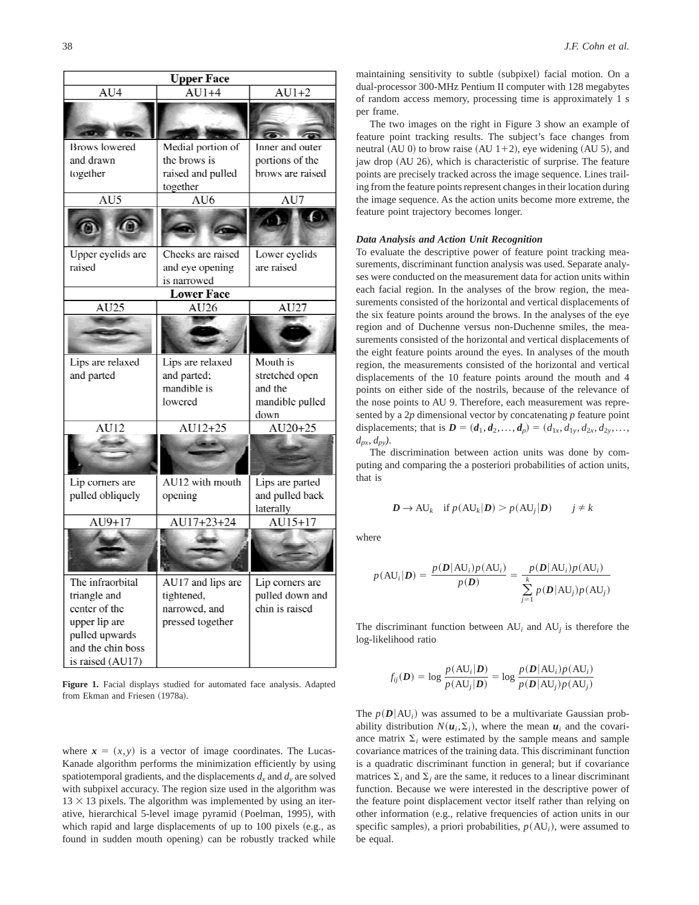| Upper Face | | |
|---|---|---|
| AU4 | AU1+4 | AU1+2 |
| Brows lowered and drawn together | Medial portion of the brows is raised and pulled together | Inner and outer portions of the brows are raised |
| AU5 | AU6 | AU7 |
| Upper eyelids are raised | Cheeks are raised and eye opening is narrowed | Lower eyelids are raised |
| **Lower Face** | | |
| AU25 | AU26 | AU27 |
| Lips are relaxed and parted | Lips are relaxed and parted; mandible is lowered | Mouth is stretched open and the mandible pulled down |
| AU12 | AU12+25 | AU20+25 |
| Lip corners are pulled obliquely | AU12 with mouth opening | Lips are parted and pulled back laterally |
| AU9+17 | AU17+23+24 | AU15+17 |
| The infraorbital triangle and center of the upper lip are pulled upwards and the chin boss is raised (AU17) | AU17 and lips are tightened, narrowed, and pressed together | Lip corners are pulled down and chin is raised |

**Figure 1.** Facial displays studied for automated face analysis. Adapted from Ekman and Friesen (1978a).

where $\boldsymbol{x} = (x, y)$ is a vector of image coordinates. The Lucas-Kanade algorithm performs the minimization efficiently by using spatiotemporal gradients, and the displacements $d_x$ and $d_y$ are solved with subpixel accuracy. The region size used in the algorithm was $13 \times 13$ pixels. The algorithm was implemented by using an iterative, hierarchical 5-level image pyramid (Poelman, 1995), with which rapid and large displacements of up to 100 pixels (e.g., as found in sudden mouth opening) can be robustly tracked while maintaining sensitivity to subtle (subpixel) facial motion. On a dual-processor 300-MHz Pentium II computer with 128 megabytes of random access memory, processing time is approximately 1 s per frame.

The two images on the right in Figure 3 show an example of feature point tracking results. The subject's face changes from neutral (AU 0) to brow raise (AU 1+2), eye widening (AU 5), and jaw drop (AU 26), which is characteristic of surprise. The feature points are precisely tracked across the image sequence. Lines trailing from the feature points represent changes in their location during the image sequence. As the action units become more extreme, the feature point trajectory becomes longer.

### *Data Analysis and Action Unit Recognition*

To evaluate the descriptive power of feature point tracking measurements, discriminant function analysis was used. Separate analyses were conducted on the measurement data for action units within each facial region. In the analyses of the brow region, the measurements consisted of the horizontal and vertical displacements of the six feature points around the brows. In the analyses of the eye region and of Duchenne versus non-Duchenne smiles, the measurements consisted of the horizontal and vertical displacements of the eight feature points around the eyes. In analyses of the mouth region, the measurements consisted of the horizontal and vertical displacements of the 10 feature points around the mouth and 4 points on either side of the nostrils, because of the relevance of the nose points to AU 9. Therefore, each measurement was represented by a $2p$ dimensional vector by concatenating $p$ feature point displacements; that is $\boldsymbol{D} = (\boldsymbol{d}_1, \boldsymbol{d}_2, \ldots, \boldsymbol{d}_p) = (d_{1x}, d_{1y}, d_{2x}, d_{2y}, \ldots, d_{px}, d_{py})$.

The discrimination between action units was done by computing and comparing the a posteriori probabilities of action units, that is

$$\boldsymbol{D} \rightarrow \mathrm{AU}_k \quad \text{if } p(\mathrm{AU}_k|\boldsymbol{D}) > p(\mathrm{AU}_j|\boldsymbol{D}) \qquad j \neq k$$

where

$$p(\mathrm{AU}_i|\boldsymbol{D}) = \frac{p(\boldsymbol{D}|\mathrm{AU}_i)p(\mathrm{AU}_i)}{p(\boldsymbol{D})} = \frac{p(\boldsymbol{D}|\mathrm{AU}_i)p(\mathrm{AU}_i)}{\sum_{j=1}^{k} p(\boldsymbol{D}|\mathrm{AU}_j)p(\mathrm{AU}_j)}$$

The discriminant function between $\mathrm{AU}_i$ and $\mathrm{AU}_j$ is therefore the log-likelihood ratio

$$f_{ij}(\boldsymbol{D}) = \log \frac{p(\mathrm{AU}_i|\boldsymbol{D})}{p(\mathrm{AU}_j|\boldsymbol{D})} = \log \frac{p(\boldsymbol{D}|\mathrm{AU}_i)p(\mathrm{AU}_i)}{p(\boldsymbol{D}|\mathrm{AU}_j)p(\mathrm{AU}_j)}$$

The $p(\boldsymbol{D}|\mathrm{AU}_i)$ was assumed to be a multivariate Gaussian probability distribution $N(\boldsymbol{u}_i, \Sigma_i)$, where the mean $\boldsymbol{u}_i$ and the covariance matrix $\Sigma_i$ were estimated by the sample means and sample covariance matrices of the training data. This discriminant function is a quadratic discriminant function in general; but if covariance matrices $\Sigma_i$ and $\Sigma_j$ are the same, it reduces to a linear discriminant function. Because we were interested in the descriptive power of the feature point displacement vector itself rather than relying on other information (e.g., relative frequencies of action units in our specific samples), a priori probabilities, $p(\mathrm{AU}_i)$, were assumed to be equal.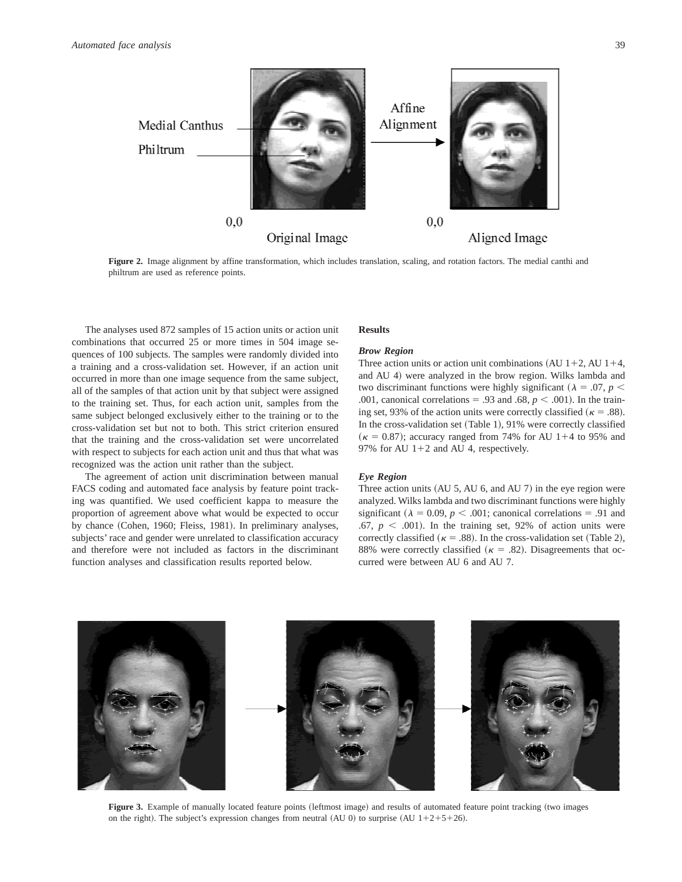Figure 2. Image alignment by affine transformation, which includes translation, scaling, and rotation factors. The medial canthi and philtrum are used as reference points.

The analyses used 872 samples of 15 action units or action unit combinations that occurred 25 or more times in 504 image sequences of 100 subjects. The samples were randomly divided into a training and a cross-validation set. However, if an action unit occurred in more than one image sequence from the same subject, all of the samples of that action unit by that subject were assigned to the training set. Thus, for each action unit, samples from the same subject belonged exclusively either to the training or to the cross-validation set but not to both. This strict criterion ensured that the training and the cross-validation set were uncorrelated with respect to subjects for each action unit and thus that what was recognized was the action unit rather than the subject.

The agreement of action unit discrimination between manual FACS coding and automated face analysis by feature point tracking was quantified. We used coefficient kappa to measure the proportion of agreement above what would be expected to occur by chance (Cohen, 1960; Fleiss, 1981). In preliminary analyses, subjects' race and gender were unrelated to classification accuracy and therefore were not included as factors in the discriminant function analyses and classification results reported below.

## Results

### *Brow Region*

Three action units or action unit combinations (AU 1+2, AU 1+4, and AU 4) were analyzed in the brow region. Wilks lambda and two discriminant functions were highly significant ($\lambda = .07$, $p < .001$, canonical correlations = .93 and .68, $p < .001$). In the training set, 93% of the action units were correctly classified ($\kappa = .88$). In the cross-validation set (Table 1), 91% were correctly classified ($\kappa = 0.87$); accuracy ranged from 74% for AU 1+4 to 95% and 97% for AU 1+2 and AU 4, respectively.

### *Eye Region*

Three action units (AU 5, AU 6, and AU 7) in the eye region were analyzed. Wilks lambda and two discriminant functions were highly significant ($\lambda = 0.09$, $p < .001$; canonical correlations = .91 and .67, $p < .001$). In the training set, 92% of action units were correctly classified ($\kappa = .88$). In the cross-validation set (Table 2), 88% were correctly classified ($\kappa = .82$). Disagreements that occurred were between AU 6 and AU 7.

Figure 3. Example of manually located feature points (leftmost image) and results of automated feature point tracking (two images on the right). The subject's expression changes from neutral (AU 0) to surprise (AU 1+2+5+26).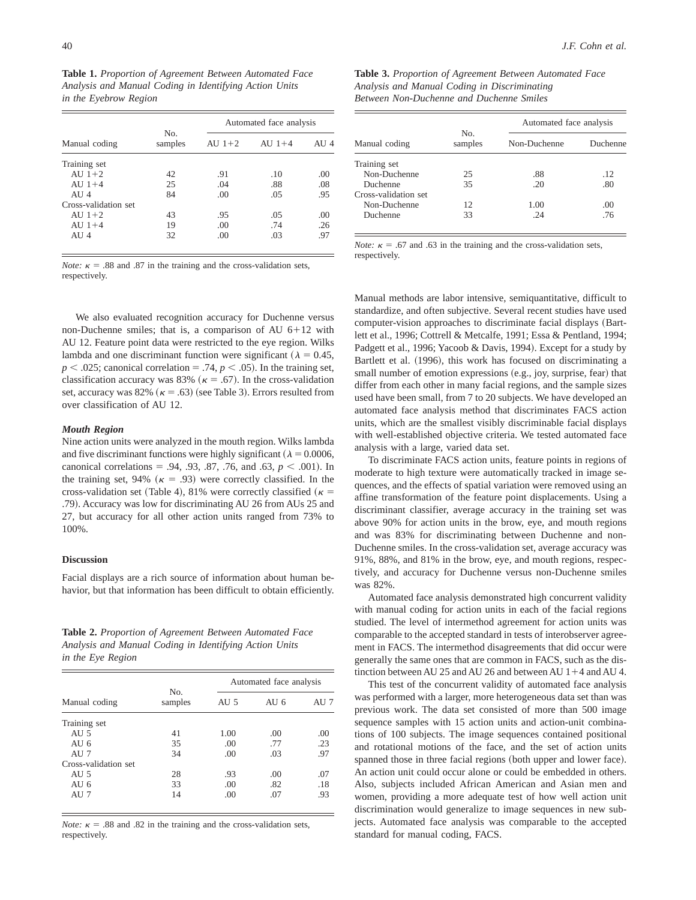**Table 1.** *Proportion of Agreement Between Automated Face Analysis and Manual Coding in Identifying Action Units in the Eyebrow Region*

| Manual coding | No. samples | Automated face analysis | | |
|---|---|---|---|---|
| | | AU 1+2 | AU 1+4 | AU 4 |
| Training set | | | | |
| AU 1+2 | 42 | .91 | .10 | .00 |
| AU 1+4 | 25 | .04 | .88 | .08 |
| AU 4 | 84 | .00 | .05 | .95 |
| Cross-validation set | | | | |
| AU 1+2 | 43 | .95 | .05 | .00 |
| AU 1+4 | 19 | .00 | .74 | .26 |
| AU 4 | 32 | .00 | .03 | .97 |

*Note:* $\kappa = .88$ and .87 in the training and the cross-validation sets, respectively.

We also evaluated recognition accuracy for Duchenne versus non-Duchenne smiles; that is, a comparison of AU 6+12 with AU 12. Feature point data were restricted to the eye region. Wilks lambda and one discriminant function were significant ($\lambda = 0.45$, $p < .025$; canonical correlation = .74, $p < .05$). In the training set, classification accuracy was 83% ($\kappa = .67$). In the cross-validation set, accuracy was 82% ($\kappa = .63$) (see Table 3). Errors resulted from over classification of AU 12.

***Mouth Region***

Nine action units were analyzed in the mouth region. Wilks lambda and five discriminant functions were highly significant ($\lambda = 0.0006$, canonical correlations = .94, .93, .87, .76, and .63, $p < .001$). In the training set, 94% ($\kappa = .93$) were correctly classified. In the cross-validation set (Table 4), 81% were correctly classified ($\kappa = .79$). Accuracy was low for discriminating AU 26 from AUs 25 and 27, but accuracy for all other action units ranged from 73% to 100%.

**Discussion**

Facial displays are a rich source of information about human behavior, but that information has been difficult to obtain efficiently.

**Table 2.** *Proportion of Agreement Between Automated Face Analysis and Manual Coding in Identifying Action Units in the Eye Region*

| Manual coding | No. samples | Automated face analysis | | |
|---|---|---|---|---|
| | | AU 5 | AU 6 | AU 7 |
| Training set | | | | |
| AU 5 | 41 | 1.00 | .00 | .00 |
| AU 6 | 35 | .00 | .77 | .23 |
| AU 7 | 34 | .00 | .03 | .97 |
| Cross-validation set | | | | |
| AU 5 | 28 | .93 | .00 | .07 |
| AU 6 | 33 | .00 | .82 | .18 |
| AU 7 | 14 | .00 | .07 | .93 |

*Note:* $\kappa = .88$ and .82 in the training and the cross-validation sets, respectively.

**Table 3.** *Proportion of Agreement Between Automated Face Analysis and Manual Coding in Discriminating Between Non-Duchenne and Duchenne Smiles*

| Manual coding | No. samples | Automated face analysis | |
|---|---|---|---|
| | | Non-Duchenne | Duchenne |
| Training set | | | |
| Non-Duchenne | 25 | .88 | .12 |
| Duchenne | 35 | .20 | .80 |
| Cross-validation set | | | |
| Non-Duchenne | 12 | 1.00 | .00 |
| Duchenne | 33 | .24 | .76 |

*Note:* $\kappa = .67$ and .63 in the training and the cross-validation sets, respectively.

Manual methods are labor intensive, semiquantitative, difficult to standardize, and often subjective. Several recent studies have used computer-vision approaches to discriminate facial displays (Bartlett et al., 1996; Cottrell & Metcalfe, 1991; Essa & Pentland, 1994; Padgett et al., 1996; Yacoob & Davis, 1994). Except for a study by Bartlett et al. (1996), this work has focused on discriminating a small number of emotion expressions (e.g., joy, surprise, fear) that differ from each other in many facial regions, and the sample sizes used have been small, from 7 to 20 subjects. We have developed an automated face analysis method that discriminates FACS action units, which are the smallest visibly discriminable facial displays with well-established objective criteria. We tested automated face analysis with a large, varied data set.

To discriminate FACS action units, feature points in regions of moderate to high texture were automatically tracked in image sequences, and the effects of spatial variation were removed using an affine transformation of the feature point displacements. Using a discriminant classifier, average accuracy in the training set was above 90% for action units in the brow, eye, and mouth regions and was 83% for discriminating between Duchenne and non-Duchenne smiles. In the cross-validation set, average accuracy was 91%, 88%, and 81% in the brow, eye, and mouth regions, respectively, and accuracy for Duchenne versus non-Duchenne smiles was 82%.

Automated face analysis demonstrated high concurrent validity with manual coding for action units in each of the facial regions studied. The level of intermethod agreement for action units was comparable to the accepted standard in tests of interobserver agreement in FACS. The intermethod disagreements that did occur were generally the same ones that are common in FACS, such as the distinction between AU 25 and AU 26 and between AU 1+4 and AU 4.

This test of the concurrent validity of automated face analysis was performed with a larger, more heterogeneous data set than was previous work. The data set consisted of more than 500 image sequence samples with 15 action units and action-unit combinations of 100 subjects. The image sequences contained positional and rotational motions of the face, and the set of action units spanned those in three facial regions (both upper and lower face). An action unit could occur alone or could be embedded in others. Also, subjects included African American and Asian men and women, providing a more adequate test of how well action unit discrimination would generalize to image sequences in new subjects. Automated face analysis was comparable to the accepted standard for manual coding, FACS.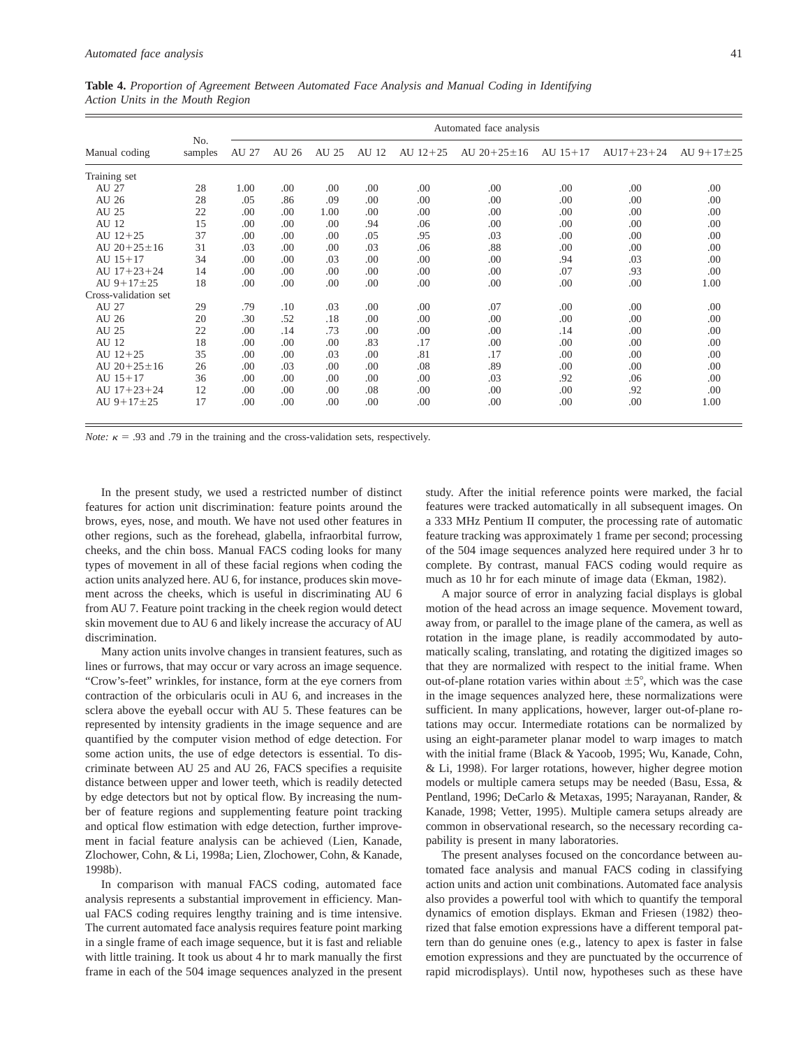**Table 4.** *Proportion of Agreement Between Automated Face Analysis and Manual Coding in Identifying Action Units in the Mouth Region*

| Manual coding | No. samples | Automated face analysis | | | | | | | | |
|---|---|---|---|---|---|---|---|---|---|---|
| | | AU 27 | AU 26 | AU 25 | AU 12 | AU 12+25 | AU 20+25±16 | AU 15+17 | AU17+23+24 | AU 9+17±25 |
| Training set | | | | | | | | | | |
| AU 27 | 28 | 1.00 | .00 | .00 | .00 | .00 | .00 | .00 | .00 | .00 |
| AU 26 | 28 | .05 | .86 | .09 | .00 | .00 | .00 | .00 | .00 | .00 |
| AU 25 | 22 | .00 | .00 | 1.00 | .00 | .00 | .00 | .00 | .00 | .00 |
| AU 12 | 15 | .00 | .00 | .00 | .94 | .06 | .00 | .00 | .00 | .00 |
| AU 12+25 | 37 | .00 | .00 | .00 | .05 | .95 | .03 | .00 | .00 | .00 |
| AU 20+25±16 | 31 | .03 | .00 | .00 | .03 | .06 | .88 | .00 | .00 | .00 |
| AU 15+17 | 34 | .00 | .00 | .03 | .00 | .00 | .00 | .94 | .03 | .00 |
| AU 17+23+24 | 14 | .00 | .00 | .00 | .00 | .00 | .00 | .07 | .93 | .00 |
| AU 9+17±25 | 18 | .00 | .00 | .00 | .00 | .00 | .00 | .00 | .00 | 1.00 |
| Cross-validation set | | | | | | | | | | |
| AU 27 | 29 | .79 | .10 | .03 | .00 | .00 | .07 | .00 | .00 | .00 |
| AU 26 | 20 | .30 | .52 | .18 | .00 | .00 | .00 | .00 | .00 | .00 |
| AU 25 | 22 | .00 | .14 | .73 | .00 | .00 | .00 | .14 | .00 | .00 |
| AU 12 | 18 | .00 | .00 | .00 | .83 | .17 | .00 | .00 | .00 | .00 |
| AU 12+25 | 35 | .00 | .00 | .03 | .00 | .81 | .17 | .00 | .00 | .00 |
| AU 20+25±16 | 26 | .00 | .03 | .00 | .00 | .08 | .89 | .00 | .00 | .00 |
| AU 15+17 | 36 | .00 | .00 | .00 | .00 | .00 | .03 | .92 | .06 | .00 |
| AU 17+23+24 | 12 | .00 | .00 | .00 | .08 | .00 | .00 | .00 | .92 | .00 |
| AU 9+17±25 | 17 | .00 | .00 | .00 | .00 | .00 | .00 | .00 | .00 | 1.00 |

*Note:* $\kappa$ = .93 and .79 in the training and the cross-validation sets, respectively.

In the present study, we used a restricted number of distinct features for action unit discrimination: feature points around the brows, eyes, nose, and mouth. We have not used other features in other regions, such as the forehead, glabella, infraorbital furrow, cheeks, and the chin boss. Manual FACS coding looks for many types of movement in all of these facial regions when coding the action units analyzed here. AU 6, for instance, produces skin movement across the cheeks, which is useful in discriminating AU 6 from AU 7. Feature point tracking in the cheek region would detect skin movement due to AU 6 and likely increase the accuracy of AU discrimination.

Many action units involve changes in transient features, such as lines or furrows, that may occur or vary across an image sequence. "Crow's-feet" wrinkles, for instance, form at the eye corners from contraction of the orbicularis oculi in AU 6, and increases in the sclera above the eyeball occur with AU 5. These features can be represented by intensity gradients in the image sequence and are quantified by the computer vision method of edge detection. For some action units, the use of edge detectors is essential. To discriminate between AU 25 and AU 26, FACS specifies a requisite distance between upper and lower teeth, which is readily detected by edge detectors but not by optical flow. By increasing the number of feature regions and supplementing feature point tracking and optical flow estimation with edge detection, further improvement in facial feature analysis can be achieved (Lien, Kanade, Zlochower, Cohn, & Li, 1998a; Lien, Zlochower, Cohn, & Kanade, 1998b).

In comparison with manual FACS coding, automated face analysis represents a substantial improvement in efficiency. Manual FACS coding requires lengthy training and is time intensive. The current automated face analysis requires feature point marking in a single frame of each image sequence, but it is fast and reliable with little training. It took us about 4 hr to mark manually the first frame in each of the 504 image sequences analyzed in the present study. After the initial reference points were marked, the facial features were tracked automatically in all subsequent images. On a 333 MHz Pentium II computer, the processing rate of automatic feature tracking was approximately 1 frame per second; processing of the 504 image sequences analyzed here required under 3 hr to complete. By contrast, manual FACS coding would require as much as 10 hr for each minute of image data (Ekman, 1982).

A major source of error in analyzing facial displays is global motion of the head across an image sequence. Movement toward, away from, or parallel to the image plane of the camera, as well as rotation in the image plane, is readily accommodated by automatically scaling, translating, and rotating the digitized images so that they are normalized with respect to the initial frame. When out-of-plane rotation varies within about $\pm 5°$, which was the case in the image sequences analyzed here, these normalizations were sufficient. In many applications, however, larger out-of-plane rotations may occur. Intermediate rotations can be normalized by using an eight-parameter planar model to warp images to match with the initial frame (Black & Yacoob, 1995; Wu, Kanade, Cohn, & Li, 1998). For larger rotations, however, higher degree motion models or multiple camera setups may be needed (Basu, Essa, & Pentland, 1996; DeCarlo & Metaxas, 1995; Narayanan, Rander, & Kanade, 1998; Vetter, 1995). Multiple camera setups already are common in observational research, so the necessary recording capability is present in many laboratories.

The present analyses focused on the concordance between automated face analysis and manual FACS coding in classifying action units and action unit combinations. Automated face analysis also provides a powerful tool with which to quantify the temporal dynamics of emotion displays. Ekman and Friesen (1982) theorized that false emotion expressions have a different temporal pattern than do genuine ones (e.g., latency to apex is faster in false emotion expressions and they are punctuated by the occurrence of rapid microdisplays). Until now, hypotheses such as these have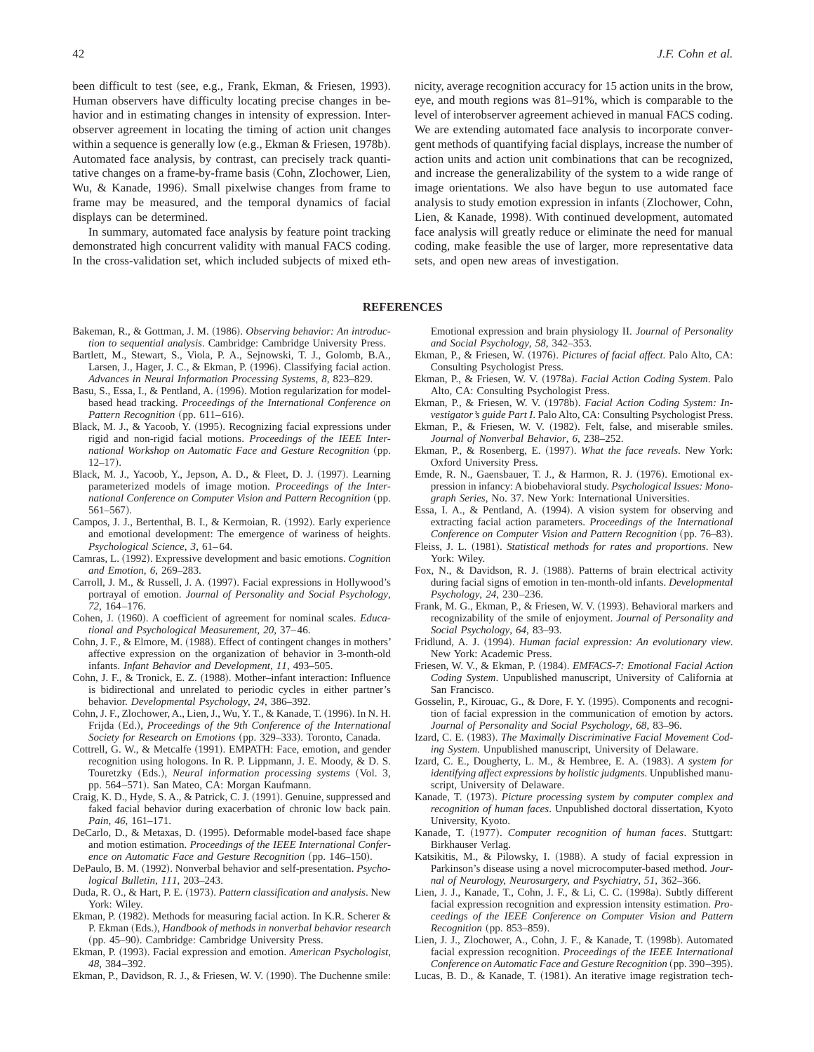been difficult to test (see, e.g., Frank, Ekman, & Friesen, 1993). Human observers have difficulty locating precise changes in behavior and in estimating changes in intensity of expression. Interobserver agreement in locating the timing of action unit changes within a sequence is generally low (e.g., Ekman & Friesen, 1978b). Automated face analysis, by contrast, can precisely track quantitative changes on a frame-by-frame basis (Cohn, Zlochower, Lien, Wu, & Kanade, 1996). Small pixelwise changes from frame to frame may be measured, and the temporal dynamics of facial displays can be determined.

In summary, automated face analysis by feature point tracking demonstrated high concurrent validity with manual FACS coding. In the cross-validation set, which included subjects of mixed ethnicity, average recognition accuracy for 15 action units in the brow, eye, and mouth regions was 81–91%, which is comparable to the level of interobserver agreement achieved in manual FACS coding. We are extending automated face analysis to incorporate convergent methods of quantifying facial displays, increase the number of action units and action unit combinations that can be recognized, and increase the generalizability of the system to a wide range of image orientations. We also have begun to use automated face analysis to study emotion expression in infants (Zlochower, Cohn, Lien, & Kanade, 1998). With continued development, automated face analysis will greatly reduce or eliminate the need for manual coding, make feasible the use of larger, more representative data sets, and open new areas of investigation.

## REFERENCES

Bakeman, R., & Gottman, J. M. (1986). *Observing behavior: An introduction to sequential analysis*. Cambridge: Cambridge University Press.

Bartlett, M., Stewart, S., Viola, P. A., Sejnowski, T. J., Golomb, B.A., Larsen, J., Hager, J. C., & Ekman, P. (1996). Classifying facial action. *Advances in Neural Information Processing Systems*, *8*, 823–829.

Basu, S., Essa, I., & Pentland, A. (1996). Motion regularization for model-based head tracking. *Proceedings of the International Conference on Pattern Recognition* (pp. 611–616).

Black, M. J., & Yacoob, Y. (1995). Recognizing facial expressions under rigid and non-rigid facial motions. *Proceedings of the IEEE International Workshop on Automatic Face and Gesture Recognition* (pp. 12–17).

Black, M. J., Yacoob, Y., Jepson, A. D., & Fleet, D. J. (1997). Learning parameterized models of image motion. *Proceedings of the International Conference on Computer Vision and Pattern Recognition* (pp. 561–567).

Campos, J. J., Bertenthal, B. I., & Kermoian, R. (1992). Early experience and emotional development: The emergence of wariness of heights. *Psychological Science*, *3*, 61–64.

Camras, L. (1992). Expressive development and basic emotions. *Cognition and Emotion*, *6*, 269–283.

Carroll, J. M., & Russell, J. A. (1997). Facial expressions in Hollywood's portrayal of emotion. *Journal of Personality and Social Psychology*, *72*, 164–176.

Cohen, J. (1960). A coefficient of agreement for nominal scales. *Educational and Psychological Measurement*, *20*, 37–46.

Cohn, J. F., & Elmore, M. (1988). Effect of contingent changes in mothers' affective expression on the organization of behavior in 3-month-old infants. *Infant Behavior and Development*, *11*, 493–505.

Cohn, J. F., & Tronick, E. Z. (1988). Mother–infant interaction: Influence is bidirectional and unrelated to periodic cycles in either partner's behavior. *Developmental Psychology*, *24*, 386–392.

Cohn, J. F., Zlochower, A., Lien, J., Wu, Y. T., & Kanade, T. (1996). In N. H. Frijda (Ed.), *Proceedings of the 9th Conference of the International Society for Research on Emotions* (pp. 329–333). Toronto, Canada.

Cottrell, G. W., & Metcalfe (1991). EMPATH: Face, emotion, and gender recognition using holograms. In R. P. Lippmann, J. E. Moody, & D. S. Touretzky (Eds.), *Neural information processing systems* (Vol. 3, pp. 564–571). San Mateo, CA: Morgan Kaufmann.

Craig, K. D., Hyde, S. A., & Patrick, C. J. (1991). Genuine, suppressed and faked facial behavior during exacerbation of chronic low back pain. *Pain*, *46*, 161–171.

DeCarlo, D., & Metaxas, D. (1995). Deformable model-based face shape and motion estimation. *Proceedings of the IEEE International Conference on Automatic Face and Gesture Recognition* (pp. 146–150).

DePaulo, B. M. (1992). Nonverbal behavior and self-presentation. *Psychological Bulletin*, *111*, 203–243.

Duda, R. O., & Hart, P. E. (1973). *Pattern classification and analysis*. New York: Wiley.

Ekman, P. (1982). Methods for measuring facial action. In K.R. Scherer & P. Ekman (Eds.), *Handbook of methods in nonverbal behavior research* (pp. 45–90). Cambridge: Cambridge University Press.

Ekman, P. (1993). Facial expression and emotion. *American Psychologist*, *48*, 384–392.

Ekman, P., Davidson, R. J., & Friesen, W. V. (1990). The Duchenne smile: Emotional expression and brain physiology II. *Journal of Personality and Social Psychology*, *58*, 342–353.

Ekman, P., & Friesen, W. (1976). *Pictures of facial affect*. Palo Alto, CA: Consulting Psychologist Press.

Ekman, P., & Friesen, W. V. (1978a). *Facial Action Coding System*. Palo Alto, CA: Consulting Psychologist Press.

Ekman, P., & Friesen, W. V. (1978b). *Facial Action Coding System: Investigator's guide Part I*. Palo Alto, CA: Consulting Psychologist Press.

Ekman, P., & Friesen, W. V. (1982). Felt, false, and miserable smiles. *Journal of Nonverbal Behavior*, *6*, 238–252.

Ekman, P., & Rosenberg, E. (1997). *What the face reveals*. New York: Oxford University Press.

Emde, R. N., Gaensbauer, T. J., & Harmon, R. J. (1976). Emotional expression in infancy: A biobehavioral study. *Psychological Issues: Monograph Series*, No. 37. New York: International Universities.

Essa, I. A., & Pentland, A. (1994). A vision system for observing and extracting facial action parameters. *Proceedings of the International Conference on Computer Vision and Pattern Recognition* (pp. 76–83).

Fleiss, J. L. (1981). *Statistical methods for rates and proportions*. New York: Wiley.

Fox, N., & Davidson, R. J. (1988). Patterns of brain electrical activity during facial signs of emotion in ten-month-old infants. *Developmental Psychology*, *24*, 230–236.

Frank, M. G., Ekman, P., & Friesen, W. V. (1993). Behavioral markers and recognizability of the smile of enjoyment. *Journal of Personality and Social Psychology*, *64*, 83–93.

Fridlund, A. J. (1994). *Human facial expression: An evolutionary view*. New York: Academic Press.

Friesen, W. V., & Ekman, P. (1984). *EMFACS-7: Emotional Facial Action Coding System*. Unpublished manuscript, University of California at San Francisco.

Gosselin, P., Kirouac, G., & Dore, F. Y. (1995). Components and recognition of facial expression in the communication of emotion by actors. *Journal of Personality and Social Psychology*, *68*, 83–96.

Izard, C. E. (1983). *The Maximally Discriminative Facial Movement Coding System*. Unpublished manuscript, University of Delaware.

Izard, C. E., Dougherty, L. M., & Hembree, E. A. (1983). *A system for identifying affect expressions by holistic judgments*. Unpublished manuscript, University of Delaware.

Kanade, T. (1973). *Picture processing system by computer complex and recognition of human faces*. Unpublished doctoral dissertation, Kyoto University, Kyoto.

Kanade, T. (1977). *Computer recognition of human faces*. Stuttgart: Birkhauser Verlag.

Katsikitis, M., & Pilowsky, I. (1988). A study of facial expression in Parkinson's disease using a novel microcomputer-based method. *Journal of Neurology, Neurosurgery, and Psychiatry*, *51*, 362–366.

Lien, J. J., Kanade, T., Cohn, J. F., & Li, C. C. (1998a). Subtly different facial expression recognition and expression intensity estimation. *Proceedings of the IEEE Conference on Computer Vision and Pattern Recognition* (pp. 853–859).

Lien, J. J., Zlochower, A., Cohn, J. F., & Kanade, T. (1998b). Automated facial expression recognition. *Proceedings of the IEEE International Conference on Automatic Face and Gesture Recognition* (pp. 390–395).

Lucas, B. D., & Kanade, T. (1981). An iterative image registration tech-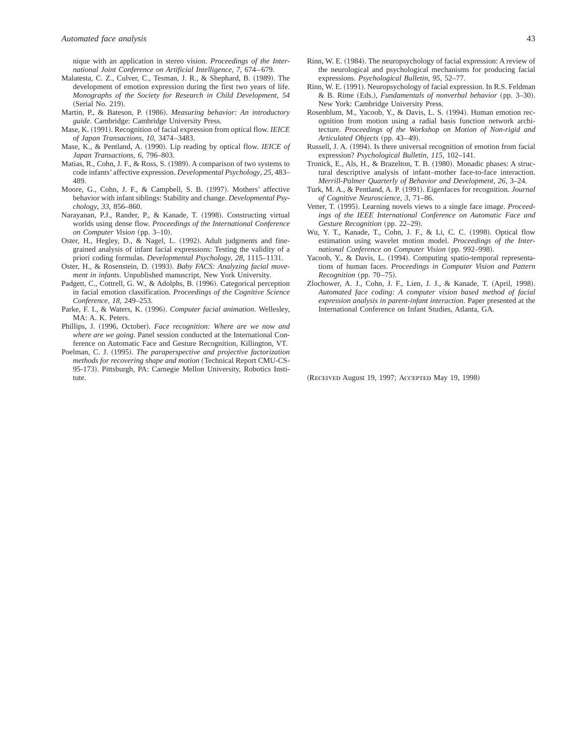nique with an application in stereo vision. *Proceedings of the International Joint Conference on Artificial Intelligence, 7,* 674–679.

Malatesta, C. Z., Culver, C., Tesman, J. R., & Shephard, B. (1989). The development of emotion expression during the first two years of life. *Monographs of the Society for Research in Child Development, 54* (Serial No. 219).

Martin, P., & Bateson, P. (1986). *Measuring behavior: An introductory guide*. Cambridge: Cambridge University Press.

Mase, K. (1991). Recognition of facial expression from optical flow. *IEICE of Japan Transactions, 10,* 3474–3483.

Mase, K., & Pentland, A. (1990). Lip reading by optical flow. *IEICE of Japan Transactions, 6,* 796–803.

Matias, R., Cohn, J. F., & Ross, S. (1989). A comparison of two systems to code infants' affective expression. *Developmental Psychology, 25,* 483–489.

Moore, G., Cohn, J. F., & Campbell, S. B. (1997). Mothers' affective behavior with infant siblings: Stability and change. *Developmental Psychology, 33,* 856–860.

Narayanan, P.J., Rander, P., & Kanade, T. (1998). Constructing virtual worlds using dense flow. *Proceedings of the International Conference on Computer Vision* (pp. 3–10).

Oster, H., Hegley, D., & Nagel, L. (1992). Adult judgments and fine-grained analysis of infant facial expressions: Testing the validity of a priori coding formulas. *Developmental Psychology, 28,* 1115–1131.

Oster, H., & Rosenstein, D. (1993). *Baby FACS: Analyzing facial movement in infants*. Unpublished manuscript, New York University.

Padgett, C., Cottrell, G. W., & Adolphs, B. (1996). Categorical perception in facial emotion classification. *Proceedings of the Cognitive Science Conference, 18,* 249–253.

Parke, F. I., & Waters, K. (1996). *Computer facial animation*. Wellesley, MA: A. K. Peters.

Phillips, J. (1996, October). *Face recognition: Where are we now and where are we going*. Panel session conducted at the International Conference on Automatic Face and Gesture Recognition, Killington, VT.

Poelman, C. J. (1995). *The paraperspective and projective factorization methods for recovering shape and motion* (Technical Report CMU-CS-95-173). Pittsburgh, PA: Carnegie Mellon University, Robotics Institute.

Rinn, W. E. (1984). The neuropsychology of facial expression: A review of the neurological and psychological mechanisms for producing facial expressions. *Psychological Bulletin, 95,* 52–77.

Rinn, W. E. (1991). Neuropsychology of facial expression. In R.S. Feldman & B. Rime (Eds.), *Fundamentals of nonverbal behavior* (pp. 3–30). New York: Cambridge University Press.

Rosenblum, M., Yacoob, Y., & Davis, L. S. (1994). Human emotion recognition from motion using a radial basis function network architecture. *Proceedings of the Workshop on Motion of Non-rigid and Articulated Objects* (pp. 43–49).

Russell, J. A. (1994). Is there universal recognition of emotion from facial expression? *Psychological Bulletin, 115,* 102–141.

Tronick, E., Als, H., & Brazelton, T. B. (1980). Monadic phases: A structural descriptive analysis of infant–mother face-to-face interaction. *Merrill-Palmer Quarterly of Behavior and Development, 26,* 3–24.

Turk, M. A., & Pentland, A. P. (1991). Eigenfaces for recognition. *Journal of Cognitive Neuroscience, 3,* 71–86.

Vetter, T. (1995). Learning novels views to a single face image. *Proceedings of the IEEE International Conference on Automatic Face and Gesture Recognition* (pp. 22–29).

Wu, Y. T., Kanade, T., Cohn, J. F., & Li, C. C. (1998). Optical flow estimation using wavelet motion model. *Proceedings of the International Conference on Computer Vision* (pp. 992–998).

Yacoob, Y., & Davis, L. (1994). Computing spatio-temporal representations of human faces. *Proceedings in Computer Vision and Pattern Recognition* (pp. 70–75).

Zlochower, A. J., Cohn, J. F., Lien, J. J., & Kanade, T. (April, 1998). *Automated face coding: A computer vision based method of facial expression analysis in parent-infant interaction*. Paper presented at the International Conference on Infant Studies, Atlanta, GA.

(Received August 19, 1997; Accepted May 19, 1998)